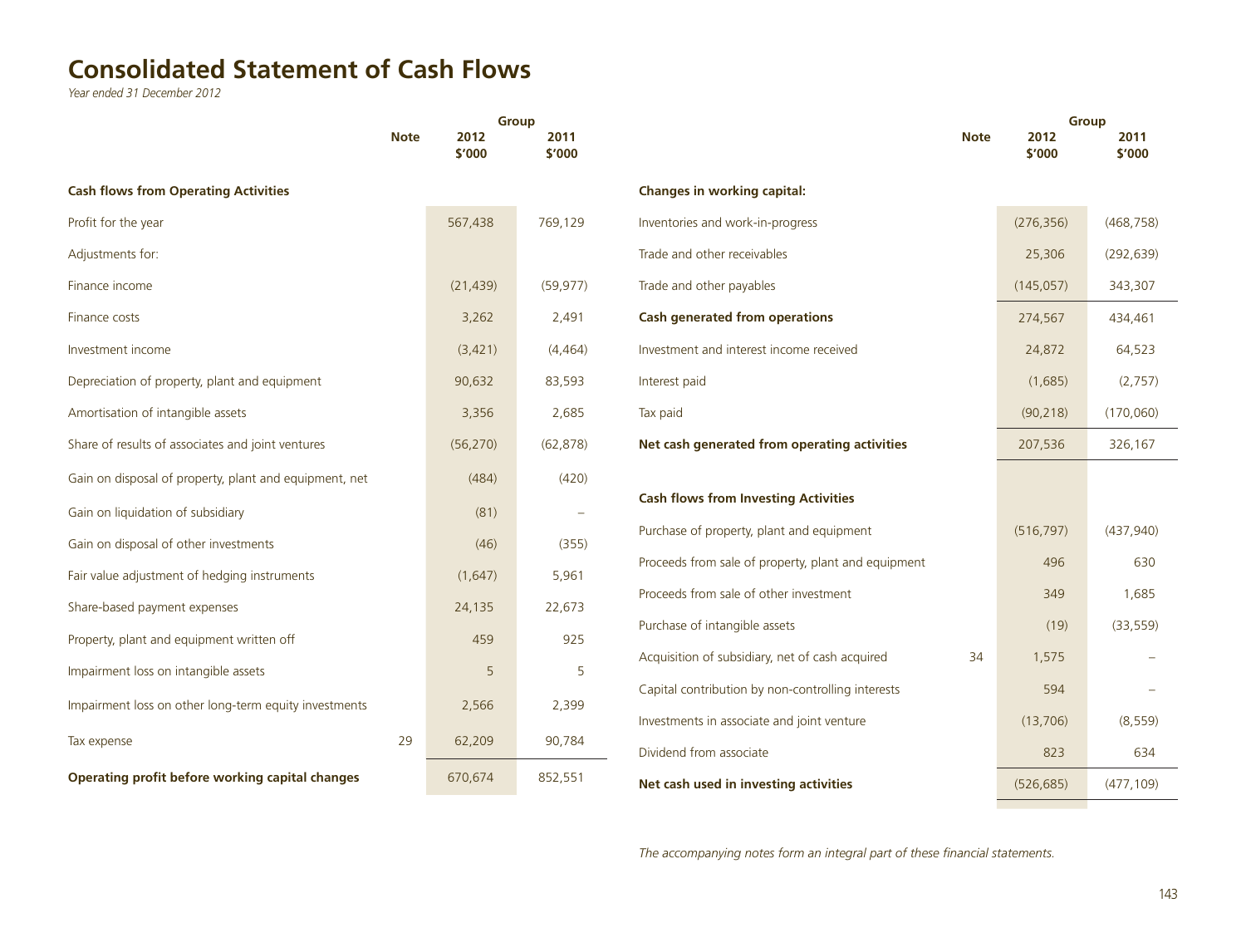# Consolidated Statement of Cash Flows

*Year ended 31 December 2012*

| | Note | Group 2012 $'000 | Group 2011 $'000 |
|---|---|---|---|
| **Cash flows from Operating Activities** | | | |
| Profit for the year | | 567,438 | 769,129 |
| Adjustments for: | | | |
| Finance income | | (21,439) | (59,977) |
| Finance costs | | 3,262 | 2,491 |
| Investment income | | (3,421) | (4,464) |
| Depreciation of property, plant and equipment | | 90,632 | 83,593 |
| Amortisation of intangible assets | | 3,356 | 2,685 |
| Share of results of associates and joint ventures | | (56,270) | (62,878) |
| Gain on disposal of property, plant and equipment, net | | (484) | (420) |
| Gain on liquidation of subsidiary | | (81) | – |
| Gain on disposal of other investments | | (46) | (355) |
| Fair value adjustment of hedging instruments | | (1,647) | 5,961 |
| Share-based payment expenses | | 24,135 | 22,673 |
| Property, plant and equipment written off | | 459 | 925 |
| Impairment loss on intangible assets | | 5 | 5 |
| Impairment loss on other long-term equity investments | | 2,566 | 2,399 |
| Tax expense | 29 | 62,209 | 90,784 |
| **Operating profit before working capital changes** | | 670,674 | 852,551 |
| **Changes in working capital:** | | | |
| Inventories and work-in-progress | | (276,356) | (468,758) |
| Trade and other receivables | | 25,306 | (292,639) |
| Trade and other payables | | (145,057) | 343,307 |
| **Cash generated from operations** | | 274,567 | 434,461 |
| Investment and interest income received | | 24,872 | 64,523 |
| Interest paid | | (1,685) | (2,757) |
| Tax paid | | (90,218) | (170,060) |
| **Net cash generated from operating activities** | | 207,536 | 326,167 |
| **Cash flows from Investing Activities** | | | |
| Purchase of property, plant and equipment | | (516,797) | (437,940) |
| Proceeds from sale of property, plant and equipment | | 496 | 630 |
| Proceeds from sale of other investment | | 349 | 1,685 |
| Purchase of intangible assets | | (19) | (33,559) |
| Acquisition of subsidiary, net of cash acquired | 34 | 1,575 | – |
| Capital contribution by non-controlling interests | | 594 | – |
| Investments in associate and joint venture | | (13,706) | (8,559) |
| Dividend from associate | | 823 | 634 |
| **Net cash used in investing activities** | | (526,685) | (477,109) |

*The accompanying notes form an integral part of these financial statements.*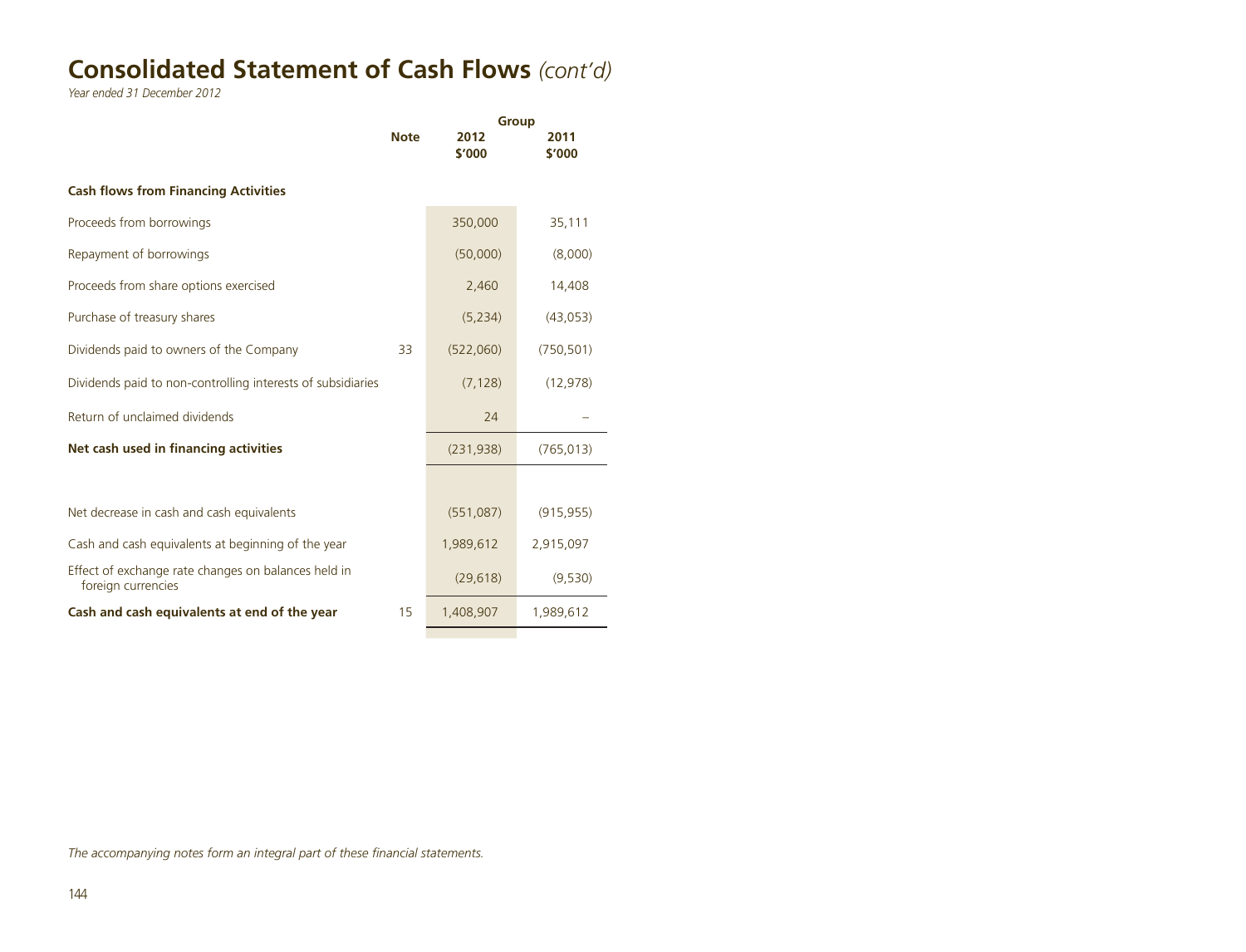# Consolidated Statement of Cash Flows *(cont'd)*

*Year ended 31 December 2012*

| | Note | Group 2012 $'000 | Group 2011 $'000 |
|---|---|---|---|
| **Cash flows from Financing Activities** | | | |
| Proceeds from borrowings | | 350,000 | 35,111 |
| Repayment of borrowings | | (50,000) | (8,000) |
| Proceeds from share options exercised | | 2,460 | 14,408 |
| Purchase of treasury shares | | (5,234) | (43,053) |
| Dividends paid to owners of the Company | 33 | (522,060) | (750,501) |
| Dividends paid to non-controlling interests of subsidiaries | | (7,128) | (12,978) |
| Return of unclaimed dividends | | 24 | – |
| **Net cash used in financing activities** | | (231,938) | (765,013) |
| | | | |
| Net decrease in cash and cash equivalents | | (551,087) | (915,955) |
| Cash and cash equivalents at beginning of the year | | 1,989,612 | 2,915,097 |
| Effect of exchange rate changes on balances held in foreign currencies | | (29,618) | (9,530) |
| **Cash and cash equivalents at end of the year** | 15 | 1,408,907 | 1,989,612 |

*The accompanying notes form an integral part of these financial statements.*